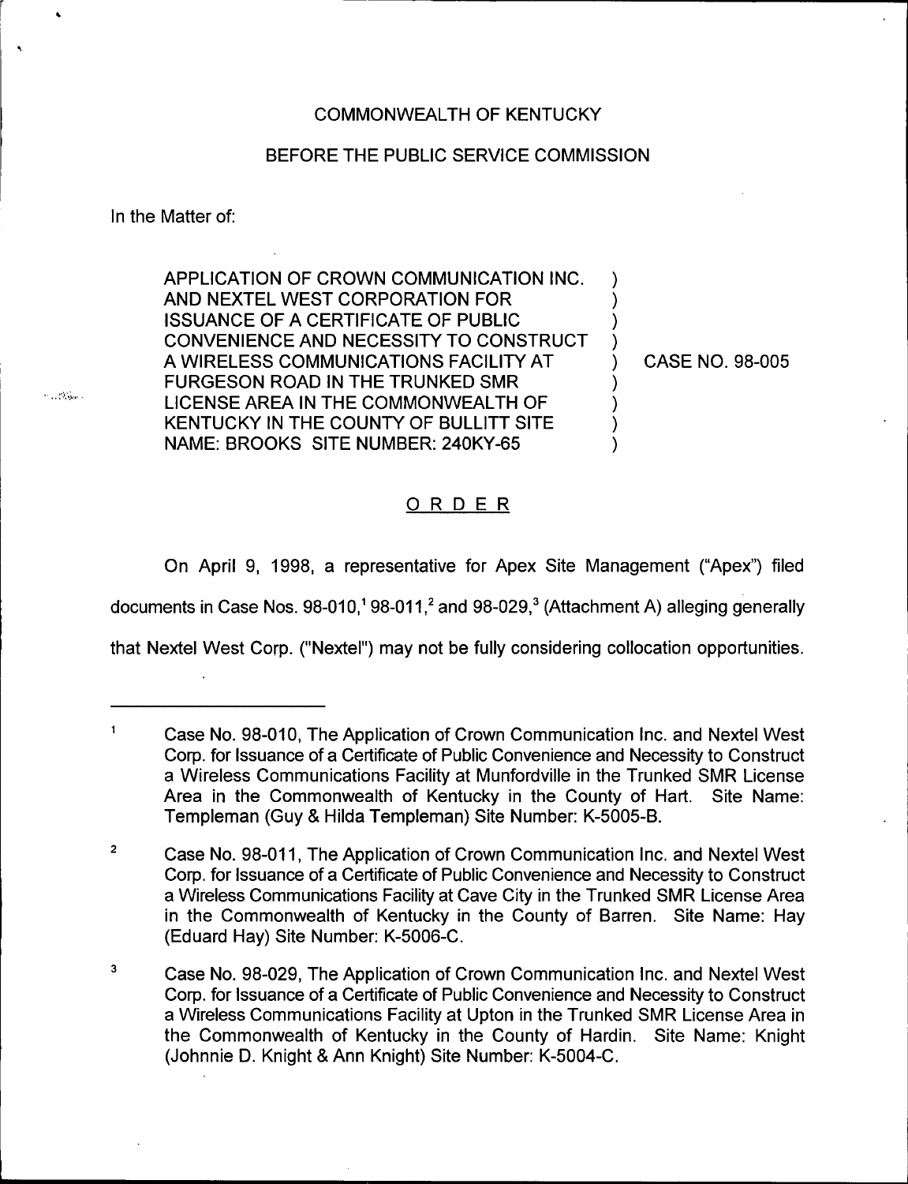COMMONWEALTH OF KENTUCKY

BEFORE THE PUBLIC SERVICE COMMISSION

In the Matter of:

APPLICATION OF CROWN COMMUNICATION INC. AND NEXTEL WEST CORPORATION FOR ISSUANCE OF A CERTIFICATE OF PUBLIC CONVENIENCE AND NECESSITY TO CONSTRUCT A WIRELESS COMMUNICATIONS FACILITY AT FURGESON ROAD IN THE TRUNKED SMR LICENSE AREA IN THE COMMONWEALTH OF KENTUCKY IN THE COUNTY OF BULLITT SITE NAME: BROOKS SITE NUMBER: 240KY-65 ) CASE NO. 98-005

## ORDER

On April 9, 1998, a representative for Apex Site Management ("Apex") filed documents in Case Nos. 98-010,[1] 98-011,[2] and 98-029,[3] (Attachment A) alleging generally that Nextel West Corp. ("Nextel") may not be fully considering collocation opportunities.

---

[1] Case No. 98-010, The Application of Crown Communication Inc. and Nextel West Corp. for Issuance of a Certificate of Public Convenience and Necessity to Construct a Wireless Communications Facility at Munfordville in the Trunked SMR License Area in the Commonwealth of Kentucky in the County of Hart. Site Name: Templeman (Guy & Hilda Templeman) Site Number: K-5005-B.

[2] Case No. 98-011, The Application of Crown Communication Inc. and Nextel West Corp. for Issuance of a Certificate of Public Convenience and Necessity to Construct a Wireless Communications Facility at Cave City in the Trunked SMR License Area in the Commonwealth of Kentucky in the County of Barren. Site Name: Hay (Eduard Hay) Site Number: K-5006-C.

[3] Case No. 98-029, The Application of Crown Communication Inc. and Nextel West Corp. for Issuance of a Certificate of Public Convenience and Necessity to Construct a Wireless Communications Facility at Upton in the Trunked SMR License Area in the Commonwealth of Kentucky in the County of Hardin. Site Name: Knight (Johnnie D. Knight & Ann Knight) Site Number: K-5004-C.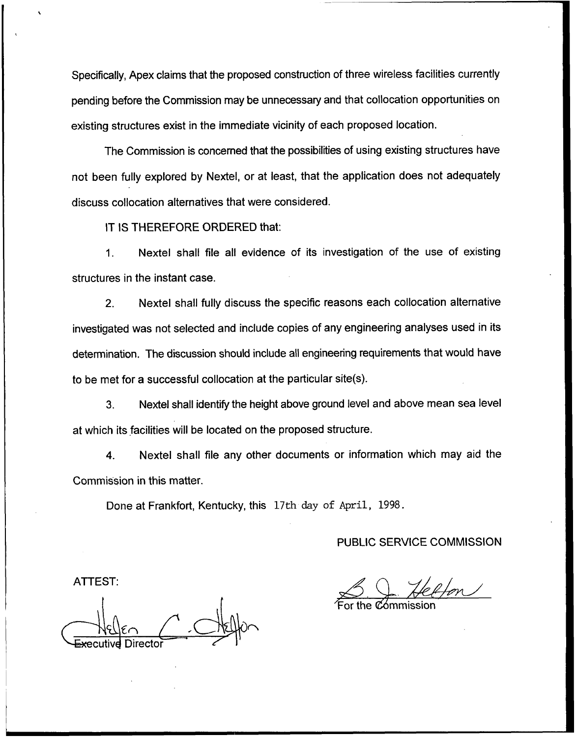Specifically, Apex claims that the proposed construction of three wireless facilities currently pending before the Commission may be unnecessary and that collocation opportunities on existing structures exist in the immediate vicinity of each proposed location.

The Commission is concerned that the possibilities of using existing structures have not been fully explored by Nextel, or at least, that the application does not adequately discuss collocation alternatives that were considered.

IT IS THEREFORE ORDERED that:

1. Nextel shall file all evidence of its investigation of the use of existing structures in the instant case.

2. Nextel shall fully discuss the specific reasons each collocation alternative investigated was not selected and include copies of any engineering analyses used in its determination. The discussion should include all engineering requirements that would have to be met for a successful collocation at the particular site(s).

3. Nextel shall identify the height above ground level and above mean sea level at which its facilities will be located on the proposed structure.

4. Nextel shall file any other documents or information which may aid the Commission in this matter.

Done at Frankfort, Kentucky, this 17th day of April, 1998.

PUBLIC SERVICE COMMISSION

For the Commission

ATTEST:

Executive Director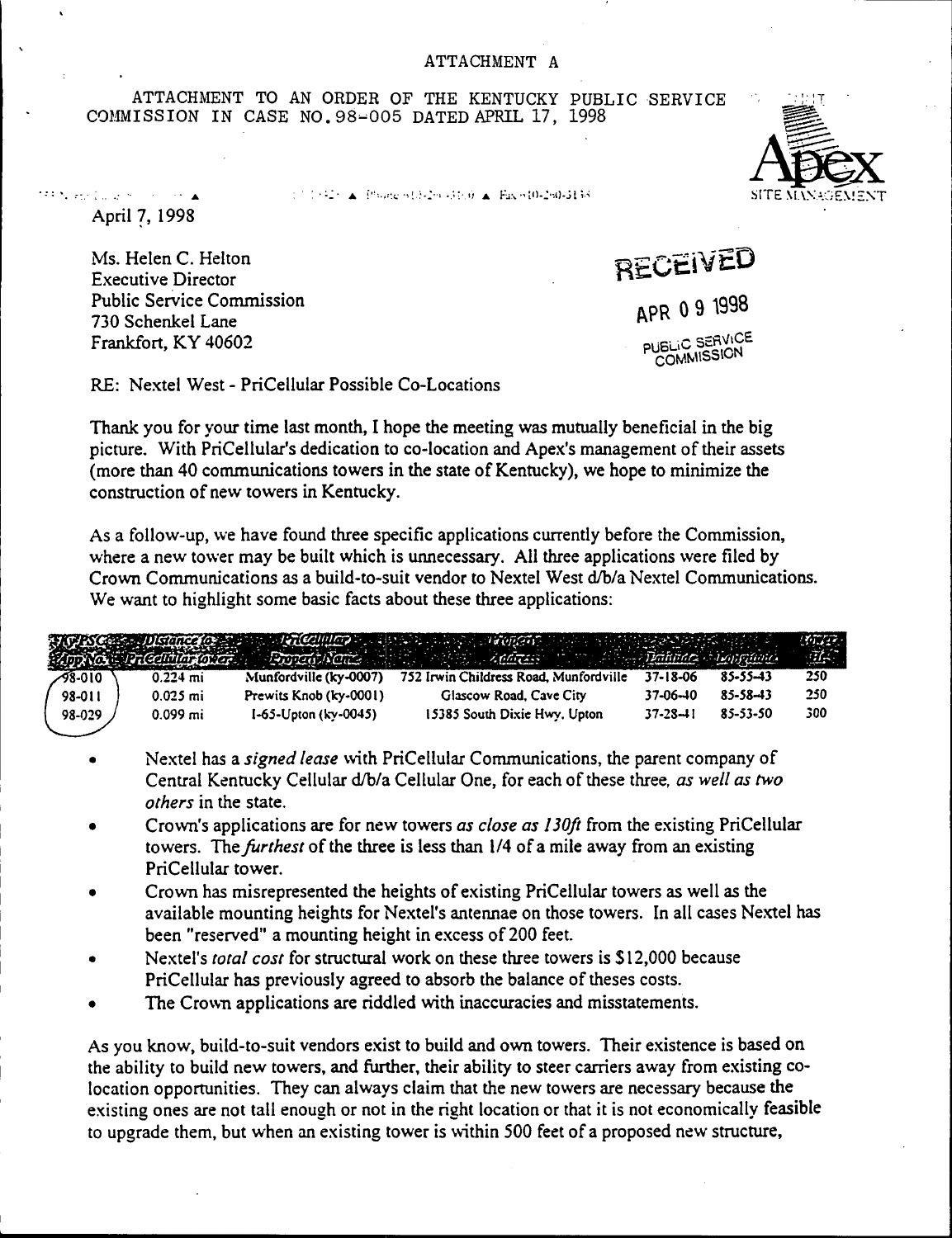ATTACHMENT A

ATTACHMENT TO AN ORDER OF THE KENTUCKY PUBLIC SERVICE COMMISSION IN CASE NO. 98-005 DATED APRIL 17, 1998

Apex SITE MANAGEMENT

April 7, 1998

Ms. Helen C. Helton
Executive Director
Public Service Commission
730 Schenkel Lane
Frankfort, KY 40602

RECEIVED

APR 09 1998

PUBLIC SERVICE COMMISSION

RE: Nextel West - PriCellular Possible Co-Locations

Thank you for your time last month, I hope the meeting was mutually beneficial in the big picture. With PriCellular's dedication to co-location and Apex's management of their assets (more than 40 communications towers in the state of Kentucky), we hope to minimize the construction of new towers in Kentucky.

As a follow-up, we have found three specific applications currently before the Commission, where a new tower may be built which is unnecessary. All three applications were filed by Crown Communications as a build-to-suit vendor to Nextel West d/b/a Nextel Communications. We want to highlight some basic facts about these three applications:

| KY PSC App No. | Distance to PriCellular tower | PriCellular Property Name | Property Address | Latitude | Longitude | Tower Ht |
|---|---|---|---|---|---|---|
| 98-010 | 0.224 mi | Munfordville (ky-0007) | 752 Irwin Childress Road, Munfordville | 37-18-06 | 85-55-43 | 250 |
| 98-011 | 0.025 mi | Prewits Knob (ky-0001) | Glascow Road, Cave City | 37-06-40 | 85-58-43 | 250 |
| 98-029 | 0.099 mi | I-65-Upton (ky-0045) | 15385 South Dixie Hwy, Upton | 37-28-41 | 85-53-50 | 300 |

- Nextel has a *signed lease* with PriCellular Communications, the parent company of Central Kentucky Cellular d/b/a Cellular One, for each of these three, *as well as two others* in the state.
- Crown's applications are for new towers *as close as 130ft* from the existing PriCellular towers. The *furthest* of the three is less than 1/4 of a mile away from an existing PriCellular tower.
- Crown has misrepresented the heights of existing PriCellular towers as well as the available mounting heights for Nextel's antennae on those towers. In all cases Nextel has been "reserved" a mounting height in excess of 200 feet.
- Nextel's *total cost* for structural work on these three towers is $12,000 because PriCellular has previously agreed to absorb the balance of theses costs.
- The Crown applications are riddled with inaccuracies and misstatements.

As you know, build-to-suit vendors exist to build and own towers. Their existence is based on the ability to build new towers, and further, their ability to steer carriers away from existing co-location opportunities. They can always claim that the new towers are necessary because the existing ones are not tall enough or not in the right location or that it is not economically feasible to upgrade them, but when an existing tower is within 500 feet of a proposed new structure,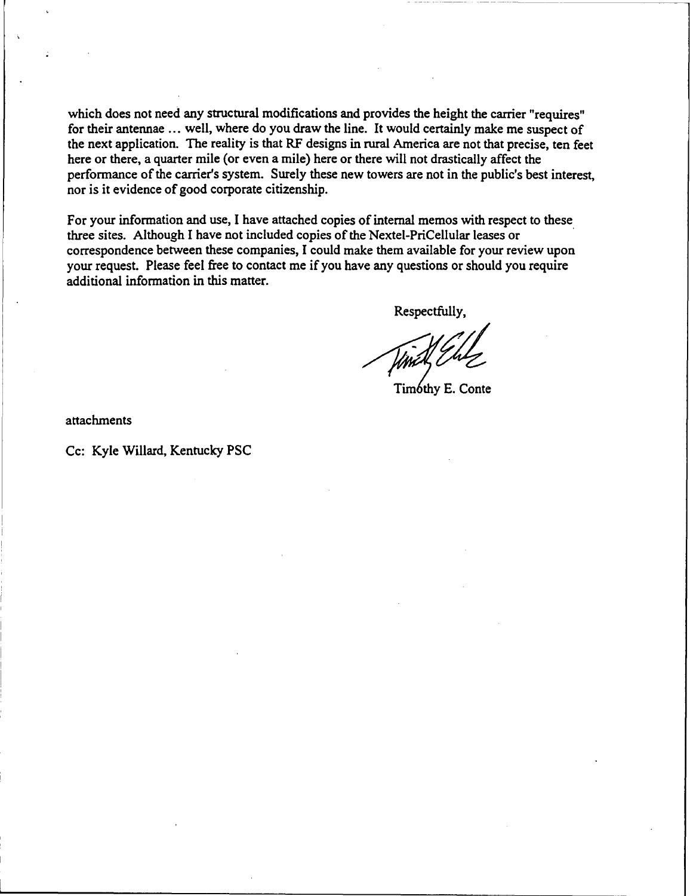which does not need any structural modifications and provides the height the carrier "requires" for their antennae ... well, where do you draw the line. It would certainly make me suspect of the next application. The reality is that RF designs in rural America are not that precise, ten feet here or there, a quarter mile (or even a mile) here or there will not drastically affect the performance of the carrier's system. Surely these new towers are not in the public's best interest, nor is it evidence of good corporate citizenship.

For your information and use, I have attached copies of internal memos with respect to these three sites. Although I have not included copies of the Nextel-PriCellular leases or correspondence between these companies, I could make them available for your review upon your request. Please feel free to contact me if you have any questions or should you require additional information in this matter.

Respectfully,

Timothy E. Conte

attachments

Cc: Kyle Willard, Kentucky PSC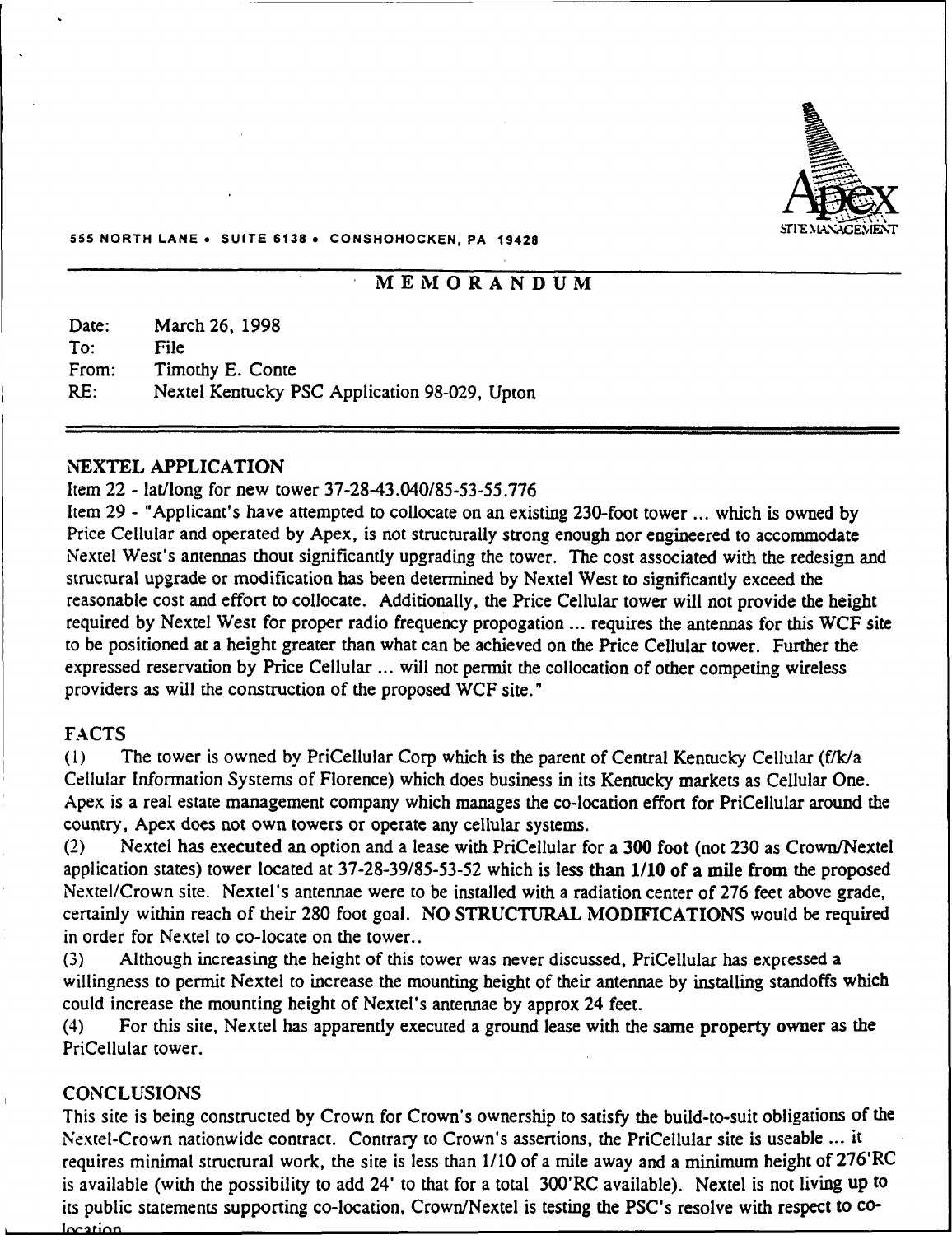555 NORTH LANE • SUITE 6138 • CONSHOHOCKEN, PA 19428

Apex SITE MANAGEMENT

# MEMORANDUM

Date: March 26, 1998
To: File
From: Timothy E. Conte
RE: Nextel Kentucky PSC Application 98-029, Upton

## NEXTEL APPLICATION

Item 22 - lat/long for new tower 37-28-43.040/85-53-55.776

Item 29 - "Applicant's have attempted to collocate on an existing 230-foot tower ... which is owned by Price Cellular and operated by Apex, is not structurally strong enough nor engineered to accommodate Nextel West's antennas thout significantly upgrading the tower. The cost associated with the redesign and structural upgrade or modification has been determined by Nextel West to significantly exceed the reasonable cost and effort to collocate. Additionally, the Price Cellular tower will not provide the height required by Nextel West for proper radio frequency propogation ... requires the antennas for this WCF site to be positioned at a height greater than what can be achieved on the Price Cellular tower. Further the expressed reservation by Price Cellular ... will not permit the collocation of other competing wireless providers as will the construction of the proposed WCF site."

## FACTS

(1) The tower is owned by PriCellular Corp which is the parent of Central Kentucky Cellular (f/k/a Cellular Information Systems of Florence) which does business in its Kentucky markets as Cellular One. Apex is a real estate management company which manages the co-location effort for PriCellular around the country, Apex does not own towers or operate any cellular systems.

(2) Nextel **has executed** an option and a lease with PriCellular for a **300 foot** (not 230 as Crown/Nextel application states) tower located at 37-28-39/85-53-52 which is **less than 1/10 of a mile from** the proposed Nextel/Crown site. Nextel's antennae were to be installed with a radiation center of 276 feet above grade, certainly within reach of their 280 foot goal. **NO STRUCTURAL MODIFICATIONS** would be required in order for Nextel to co-locate on the tower..

(3) Although increasing the height of this tower was never discussed, PriCellular has expressed a willingness to permit Nextel to increase the mounting height of their antennae by installing standoffs which could increase the mounting height of Nextel's antennae by approx 24 feet.

(4) For this site, Nextel has apparently executed a ground lease with the **same property** owner as the PriCellular tower.

## CONCLUSIONS

This site is being constructed by Crown for Crown's ownership to satisfy the build-to-suit obligations of the Nextel-Crown nationwide contract. Contrary to Crown's assertions, the PriCellular site is useable ... it requires minimal structural work, the site is less than 1/10 of a mile away and a minimum height of 276'RC is available (with the possibility to add 24' to that for a total 300'RC available). Nextel is not living up to its public statements supporting co-location, Crown/Nextel is testing the PSC's resolve with respect to co-location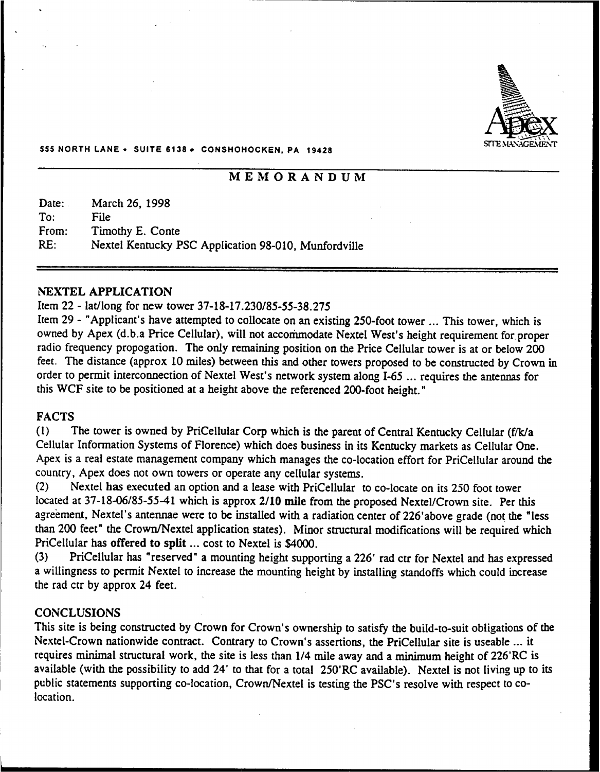Apex SITE MANAGEMENT

555 NORTH LANE • SUITE 6138 • CONSHOHOCKEN, PA 19428

# MEMORANDUM

Date: March 26, 1998
To: File
From: Timothy E. Conte
RE: Nextel Kentucky PSC Application 98-010, Munfordville

## NEXTEL APPLICATION

Item 22 - lat/long for new tower 37-18-17.230/85-55-38.275

Item 29 - "Applicant's have attempted to collocate on an existing 250-foot tower ... This tower, which is owned by Apex (d.b.a Price Cellular), will not accommodate Nextel West's height requirement for proper radio frequency propogation. The only remaining position on the Price Cellular tower is at or below 200 feet. The distance (approx 10 miles) between this and other towers proposed to be constructed by Crown in order to permit interconnection of Nextel West's network system along I-65 ... requires the antennas for this WCF site to be positioned at a height above the referenced 200-foot height."

## FACTS

(1) The tower is owned by PriCellular Corp which is the parent of Central Kentucky Cellular (f/k/a Cellular Information Systems of Florence) which does business in its Kentucky markets as Cellular One. Apex is a real estate management company which manages the co-location effort for PriCellular around the country, Apex does not own towers or operate any cellular systems.

(2) Nextel **has executed** an option and a lease with PriCellular to co-locate on its 250 foot tower located at 37-18-06/85-55-41 which is approx **2/10 mile** from the proposed Nextel/Crown site. Per this agreement, Nextel's antennae were to be installed with a radiation center of 226'above grade (not the "less than 200 feet" the Crown/Nextel application states). Minor structural modifications will be required which PriCellular has **offered to split** ... cost to Nextel is $4000.

(3) PriCellular has "reserved" a mounting height supporting a 226' rad ctr for Nextel and has expressed a willingness to permit Nextel to increase the mounting height by installing standoffs which could increase the rad ctr by approx 24 feet.

## CONCLUSIONS

This site is being constructed by Crown for Crown's ownership to satisfy the build-to-suit obligations of the Nextel-Crown nationwide contract. Contrary to Crown's assertions, the PriCellular site is useable ... it requires minimal structural work, the site is less than 1/4 mile away and a minimum height of 226'RC is available (with the possibility to add 24' to that for a total 250'RC available). Nextel is not living up to its public statements supporting co-location, Crown/Nextel is testing the PSC's resolve with respect to co-location.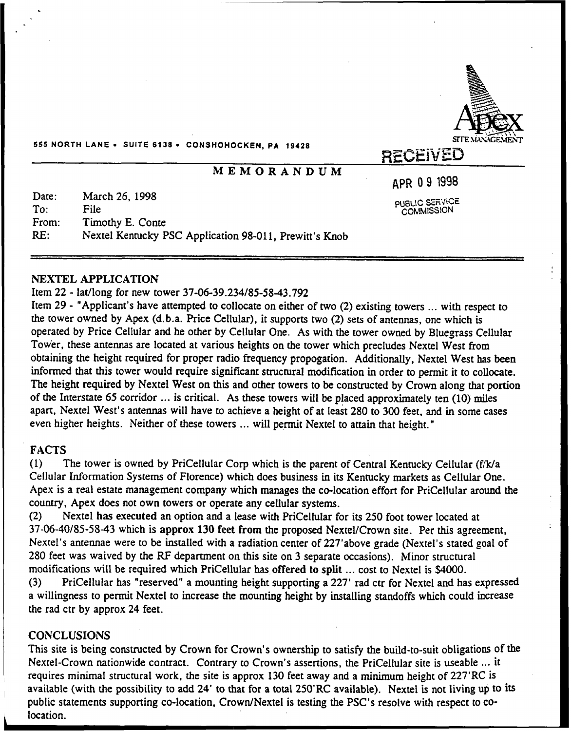555 NORTH LANE • SUITE 6138 • CONSHOHOCKEN, PA 19428

Apex SITE MANAGEMENT

RECEIVED

APR 09 1998

PUBLIC SERVICE COMMISSION

# MEMORANDUM

Date: March 26, 1998
To: File
From: Timothy E. Conte
RE: Nextel Kentucky PSC Application 98-011, Prewitt's Knob

## NEXTEL APPLICATION

Item 22 - lat/long for new tower 37-06-39.234/85-58-43.792

Item 29 - "Applicant's have attempted to collocate on either of two (2) existing towers ... with respect to the tower owned by Apex (d.b.a. Price Cellular), it supports two (2) sets of antennas, one which is operated by Price Cellular and he other by Cellular One. As with the tower owned by Bluegrass Cellular Tower, these antennas are located at various heights on the tower which precludes Nextel West from obtaining the height required for proper radio frequency propogation. Additionally, Nextel West has been informed that this tower would require significant structural modification in order to permit it to collocate. The height required by Nextel West on this and other towers to be constructed by Crown along that portion of the Interstate 65 corridor ... is critical. As these towers will be placed approximately ten (10) miles apart, Nextel West's antennas will have to achieve a height of at least 280 to 300 feet, and in some cases even higher heights. Neither of these towers ... will permit Nextel to attain that height."

## FACTS

(1) The tower is owned by PriCellular Corp which is the parent of Central Kentucky Cellular (f/k/a Cellular Information Systems of Florence) which does business in its Kentucky markets as Cellular One. Apex is a real estate management company which manages the co-location effort for PriCellular around the country, Apex does not own towers or operate any cellular systems.

(2) Nextel **has executed** an option and a lease with PriCellular for its 250 foot tower located at 37-06-40/85-58-43 which is **approx 130 feet from** the proposed Nextel/Crown site. Per this agreement, Nextel's antennae were to be installed with a radiation center of 227'above grade (Nextel's stated goal of 280 feet was waived by the RF department on this site on 3 separate occasions). Minor structural modifications will be required which PriCellular has **offered to split** ... cost to Nextel is $4000.

(3) PriCellular has "reserved" a mounting height supporting a 227' rad ctr for Nextel and has expressed a willingness to permit Nextel to increase the mounting height by installing standoffs which could increase the rad ctr by approx 24 feet.

## CONCLUSIONS

This site is being constructed by Crown for Crown's ownership to satisfy the build-to-suit obligations of the Nextel-Crown nationwide contract. Contrary to Crown's assertions, the PriCellular site is useable ... it requires minimal structural work, the site is approx 130 feet away and a minimum height of 227'RC is available (with the possibility to add 24' to that for a total 250'RC available). Nextel is not living up to its public statements supporting co-location, Crown/Nextel is testing the PSC's resolve with respect to co-location.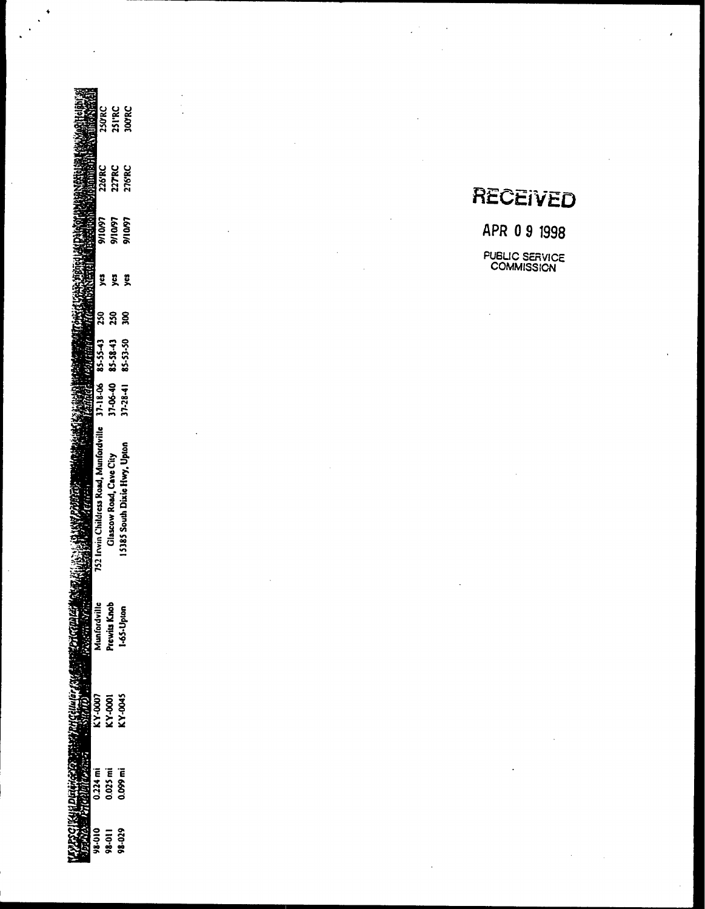| | | | | | | | | | | | |
|---|---|---|---|---|---|---|---|---|---|---|---|
| 98-010 | 0.224 mi | KY-0007 | Munfordville | 752 Irvin Childress Road, Munfordville | 37-18-06 | 85-55-43 | 250 | yes | 9/10/97 | 226'RC | 250'RC |
| 98-011 | 0.025 mi | KY-0001 | Prewitts Knob | Glascow Road, Cave City | 37-06-40 | 85-58-43 | 250 | yes | 9/10/97 | 227'RC | 251'RC |
| 98-029 | 0.099 mi | KY-0045 | I-65-Upton | 15385 South Dixie Hwy, Upton | 37-28-41 | 85-53-50 | 300 | yes | 9/10/97 | 276'RC | 300'RC |

RECEIVED

APR 0 9 1998

PUBLIC SERVICE COMMISSION